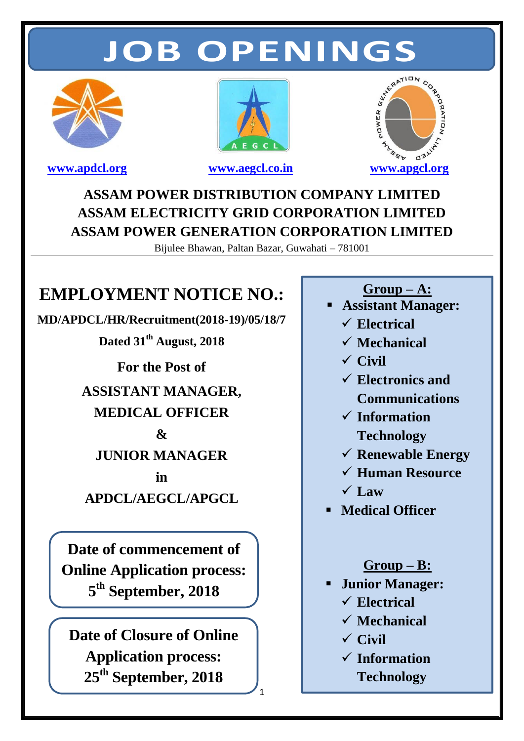# JOB OPENINGS

www.apdcl.org　　www.aegcl.co.in　　www.apgcl.org

## ASSAM POWER DISTRIBUTION COMPANY LIMITED
## ASSAM ELECTRICITY GRID CORPORATION LIMITED
## ASSAM POWER GENERATION CORPORATION LIMITED

Bijulee Bhawan, Paltan Bazar, Guwahati – 781001

## EMPLOYMENT NOTICE NO.:

**MD/APDCL/HR/Recruitment(2018-19)/05/18/7**

**Dated 31st August, 2018**

**For the Post of**

**ASSISTANT MANAGER,**

**MEDICAL OFFICER**

**&**

**JUNIOR MANAGER**

**in**

**APDCL/AEGCL/APGCL**

**Date of commencement of Online Application process: 5th September, 2018**

**Date of Closure of Online Application process: 25th September, 2018**

**Group – A:**

- **Assistant Manager:**
  - ✓ Electrical
  - ✓ Mechanical
  - ✓ Civil
  - ✓ Electronics and Communications
  - ✓ Information Technology
  - ✓ Renewable Energy
  - ✓ Human Resource
  - ✓ Law
- **Medical Officer**

**Group – B:**

- **Junior Manager:**
  - ✓ Electrical
  - ✓ Mechanical
  - ✓ Civil
  - ✓ Information Technology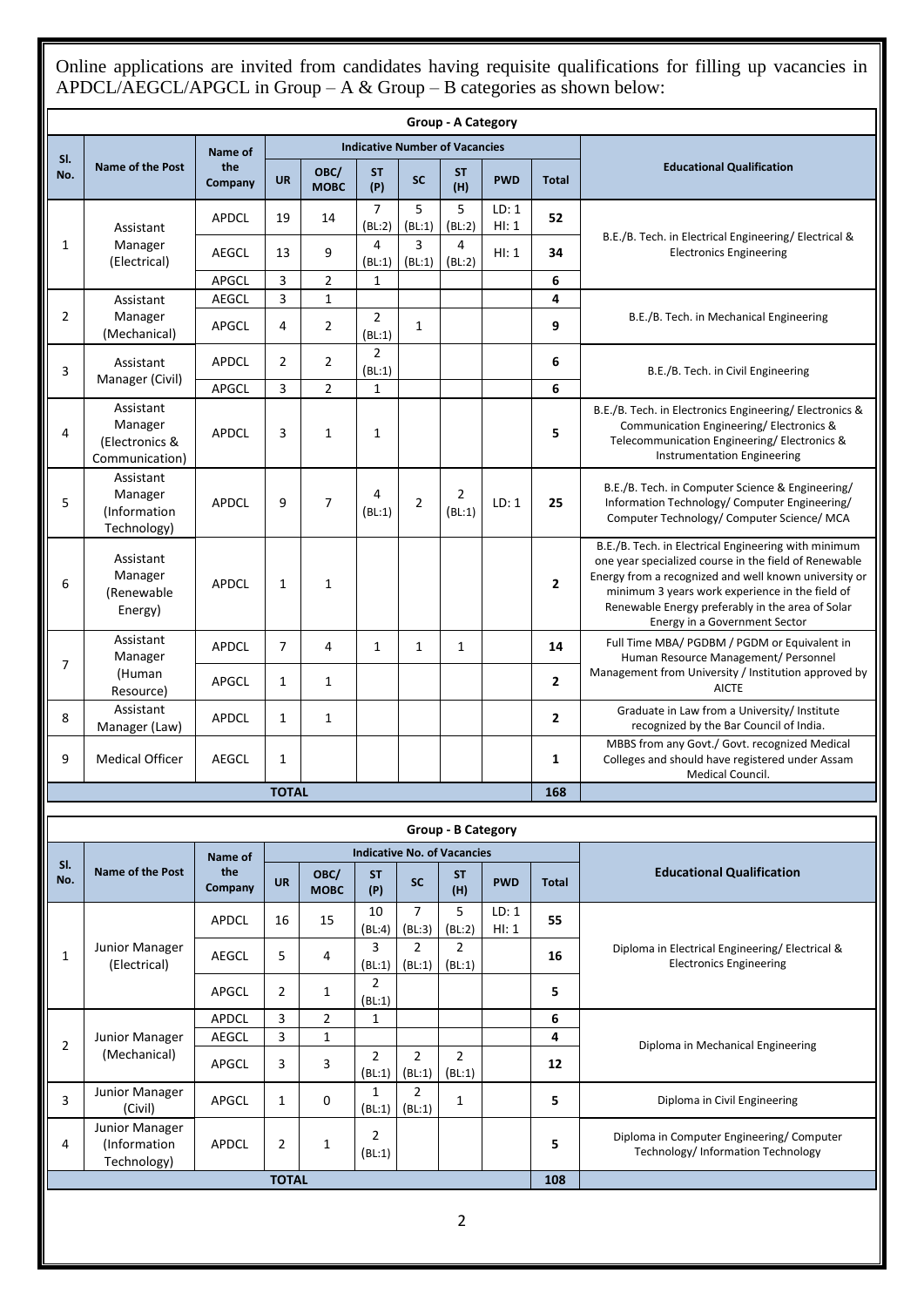Online applications are invited from candidates having requisite qualifications for filling up vacancies in APDCL/AEGCL/APGCL in Group – A & Group – B categories as shown below:

**Group - A Category**

| Sl. No. | Name of the Post | Name of the Company | Indicative Number of Vacancies | | | | | | | Educational Qualification |
|---|---|---|---|---|---|---|---|---|---|---|
| | | | UR | OBC/ MOBC | ST (P) | SC | ST (H) | PWD | Total | |
| 1 | Assistant Manager (Electrical) | APDCL | 19 | 14 | 7 (BL:2) | 5 (BL:1) | 5 (BL:2) | LD: 1 HI: 1 | **52** | B.E./B. Tech. in Electrical Engineering/ Electrical & Electronics Engineering |
| | | AEGCL | 13 | 9 | 4 (BL:1) | 3 (BL:1) | 4 (BL:2) | HI: 1 | **34** | |
| | | APGCL | 3 | 2 | 1 | | | | **6** | |
| 2 | Assistant Manager (Mechanical) | AEGCL | 3 | 1 | | | | | **4** | B.E./B. Tech. in Mechanical Engineering |
| | | APGCL | 4 | 2 | 2 (BL:1) | 1 | | | **9** | |
| 3 | Assistant Manager (Civil) | APDCL | 2 | 2 | 2 (BL:1) | | | | **6** | B.E./B. Tech. in Civil Engineering |
| | | APGCL | 3 | 2 | 1 | | | | **6** | |
| 4 | Assistant Manager (Electronics & Communication) | APDCL | 3 | 1 | 1 | | | | **5** | B.E./B. Tech. in Electronics Engineering/ Electronics & Communication Engineering/ Electronics & Telecommunication Engineering/ Electronics & Instrumentation Engineering |
| 5 | Assistant Manager (Information Technology) | APDCL | 9 | 7 | 4 (BL:1) | 2 | 2 (BL:1) | LD: 1 | **25** | B.E./B. Tech. in Computer Science & Engineering/ Information Technology/ Computer Engineering/ Computer Technology/ Computer Science/ MCA |
| 6 | Assistant Manager (Renewable Energy) | APDCL | 1 | 1 | | | | | **2** | B.E./B. Tech. in Electrical Engineering with minimum one year specialized course in the field of Renewable Energy from a recognized and well known university or minimum 3 years work experience in the field of Renewable Energy preferably in the area of Solar Energy in a Government Sector |
| 7 | Assistant Manager (Human Resource) | APDCL | 7 | 4 | 1 | 1 | 1 | | **14** | Full Time MBA/ PGDBM / PGDM or Equivalent in Human Resource Management/ Personnel Management from University / Institution approved by AICTE |
| | | APGCL | 1 | 1 | | | | | **2** | |
| 8 | Assistant Manager (Law) | APDCL | 1 | 1 | | | | | **2** | Graduate in Law from a University/ Institute recognized by the Bar Council of India. |
| 9 | Medical Officer | AEGCL | 1 | | | | | | **1** | MBBS from any Govt./ Govt. recognized Medical Colleges and should have registered under Assam Medical Council. |
| | **TOTAL** | | | | | | | | **168** | |

**Group - B Category**

| Sl. No. | Name of the Post | Name of the Company | Indicative No. of Vacancies | | | | | | | Educational Qualification |
|---|---|---|---|---|---|---|---|---|---|---|
| | | | UR | OBC/ MOBC | ST (P) | SC | ST (H) | PWD | Total | |
| 1 | Junior Manager (Electrical) | APDCL | 16 | 15 | 10 (BL:4) | 7 (BL:3) | 5 (BL:2) | LD: 1 HI: 1 | **55** | Diploma in Electrical Engineering/ Electrical & Electronics Engineering |
| | | AEGCL | 5 | 4 | 3 (BL:1) | 2 (BL:1) | 2 (BL:1) | | **16** | |
| | | APGCL | 2 | 1 | 2 (BL:1) | | | | **5** | |
| 2 | Junior Manager (Mechanical) | APDCL | 3 | 2 | 1 | | | | **6** | Diploma in Mechanical Engineering |
| | | AEGCL | 3 | 1 | | | | | **4** | |
| | | APGCL | 3 | 3 | 2 (BL:1) | 2 (BL:1) | 2 (BL:1) | | **12** | |
| 3 | Junior Manager (Civil) | APGCL | 1 | 0 | 1 (BL:1) | 2 (BL:1) | 1 | | **5** | Diploma in Civil Engineering |
| 4 | Junior Manager (Information Technology) | APDCL | 2 | 1 | 2 (BL:1) | | | | **5** | Diploma in Computer Engineering/ Computer Technology/ Information Technology |
| | **TOTAL** | | | | | | | | **108** | |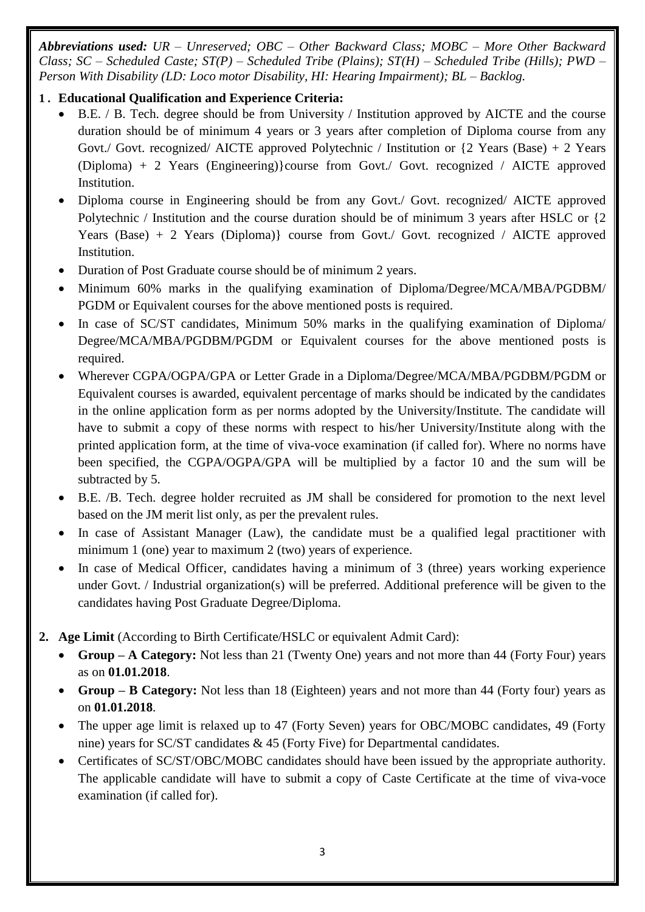***Abbreviations used:*** *UR – Unreserved; OBC – Other Backward Class; MOBC – More Other Backward Class; SC – Scheduled Caste; ST(P) – Scheduled Tribe (Plains); ST(H) – Scheduled Tribe (Hills); PWD – Person With Disability (LD: Loco motor Disability, HI: Hearing Impairment); BL – Backlog.*

**1. Educational Qualification and Experience Criteria:**

- B.E. / B. Tech. degree should be from University / Institution approved by AICTE and the course duration should be of minimum 4 years or 3 years after completion of Diploma course from any Govt./ Govt. recognized/ AICTE approved Polytechnic / Institution or {2 Years (Base) + 2 Years (Diploma) + 2 Years (Engineering)}course from Govt./ Govt. recognized / AICTE approved Institution.
- Diploma course in Engineering should be from any Govt./ Govt. recognized/ AICTE approved Polytechnic / Institution and the course duration should be of minimum 3 years after HSLC or {2 Years (Base) + 2 Years (Diploma)} course from Govt./ Govt. recognized / AICTE approved Institution.
- Duration of Post Graduate course should be of minimum 2 years.
- Minimum 60% marks in the qualifying examination of Diploma/Degree/MCA/MBA/PGDBM/ PGDM or Equivalent courses for the above mentioned posts is required.
- In case of SC/ST candidates, Minimum 50% marks in the qualifying examination of Diploma/ Degree/MCA/MBA/PGDBM/PGDM or Equivalent courses for the above mentioned posts is required.
- Wherever CGPA/OGPA/GPA or Letter Grade in a Diploma/Degree/MCA/MBA/PGDBM/PGDM or Equivalent courses is awarded, equivalent percentage of marks should be indicated by the candidates in the online application form as per norms adopted by the University/Institute. The candidate will have to submit a copy of these norms with respect to his/her University/Institute along with the printed application form, at the time of viva-voce examination (if called for). Where no norms have been specified, the CGPA/OGPA/GPA will be multiplied by a factor 10 and the sum will be subtracted by 5.
- B.E. /B. Tech. degree holder recruited as JM shall be considered for promotion to the next level based on the JM merit list only, as per the prevalent rules.
- In case of Assistant Manager (Law), the candidate must be a qualified legal practitioner with minimum 1 (one) year to maximum 2 (two) years of experience.
- In case of Medical Officer, candidates having a minimum of 3 (three) years working experience under Govt. / Industrial organization(s) will be preferred. Additional preference will be given to the candidates having Post Graduate Degree/Diploma.

**2. Age Limit** (According to Birth Certificate/HSLC or equivalent Admit Card):

- **Group – A Category:** Not less than 21 (Twenty One) years and not more than 44 (Forty Four) years as on **01.01.2018**.
- **Group – B Category:** Not less than 18 (Eighteen) years and not more than 44 (Forty four) years as on **01.01.2018**.
- The upper age limit is relaxed up to 47 (Forty Seven) years for OBC/MOBC candidates, 49 (Forty nine) years for SC/ST candidates & 45 (Forty Five) for Departmental candidates.
- Certificates of SC/ST/OBC/MOBC candidates should have been issued by the appropriate authority. The applicable candidate will have to submit a copy of Caste Certificate at the time of viva-voce examination (if called for).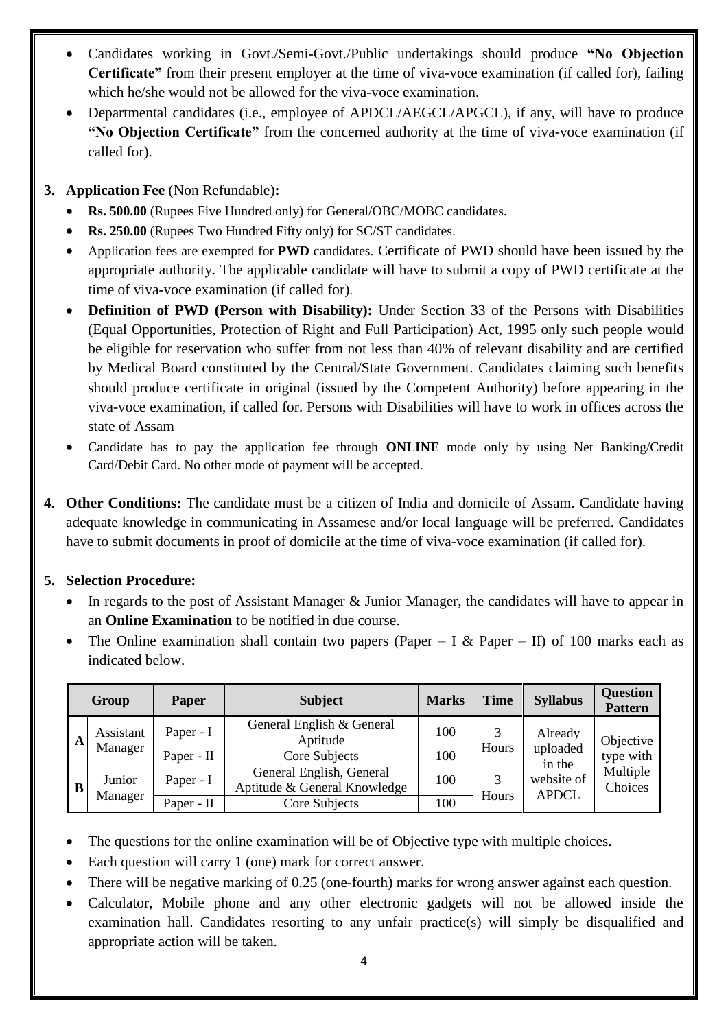- Candidates working in Govt./Semi-Govt./Public undertakings should produce **"No Objection Certificate"** from their present employer at the time of viva-voce examination (if called for), failing which he/she would not be allowed for the viva-voce examination.
- Departmental candidates (i.e., employee of APDCL/AEGCL/APGCL), if any, will have to produce **"No Objection Certificate"** from the concerned authority at the time of viva-voce examination (if called for).

**3. Application Fee** (Non Refundable)**:**

- **Rs. 500.00** (Rupees Five Hundred only) for General/OBC/MOBC candidates.
- **Rs. 250.00** (Rupees Two Hundred Fifty only) for SC/ST candidates.
- Application fees are exempted for **PWD** candidates. Certificate of PWD should have been issued by the appropriate authority. The applicable candidate will have to submit a copy of PWD certificate at the time of viva-voce examination (if called for).
- **Definition of PWD (Person with Disability):** Under Section 33 of the Persons with Disabilities (Equal Opportunities, Protection of Right and Full Participation) Act, 1995 only such people would be eligible for reservation who suffer from not less than 40% of relevant disability and are certified by Medical Board constituted by the Central/State Government. Candidates claiming such benefits should produce certificate in original (issued by the Competent Authority) before appearing in the viva-voce examination, if called for. Persons with Disabilities will have to work in offices across the state of Assam
- Candidate has to pay the application fee through **ONLINE** mode only by using Net Banking/Credit Card/Debit Card. No other mode of payment will be accepted.

**4. Other Conditions:** The candidate must be a citizen of India and domicile of Assam. Candidate having adequate knowledge in communicating in Assamese and/or local language will be preferred. Candidates have to submit documents in proof of domicile at the time of viva-voce examination (if called for).

**5. Selection Procedure:**

- In regards to the post of Assistant Manager & Junior Manager, the candidates will have to appear in an **Online Examination** to be notified in due course.
- The Online examination shall contain two papers (Paper – I & Paper – II) of 100 marks each as indicated below.

| Group | | Paper | Subject | Marks | Time | Syllabus | Question Pattern |
|---|---|---|---|---|---|---|---|
| A | Assistant Manager | Paper - I | General English & General Aptitude | 100 | 3 Hours | Already uploaded in the website of APDCL | Objective type with Multiple Choices |
| | | Paper - II | Core Subjects | 100 | | | |
| B | Junior Manager | Paper - I | General English, General Aptitude & General Knowledge | 100 | 3 Hours | | |
| | | Paper - II | Core Subjects | 100 | | | |

- The questions for the online examination will be of Objective type with multiple choices.
- Each question will carry 1 (one) mark for correct answer.
- There will be negative marking of 0.25 (one-fourth) marks for wrong answer against each question.
- Calculator, Mobile phone and any other electronic gadgets will not be allowed inside the examination hall. Candidates resorting to any unfair practice(s) will simply be disqualified and appropriate action will be taken.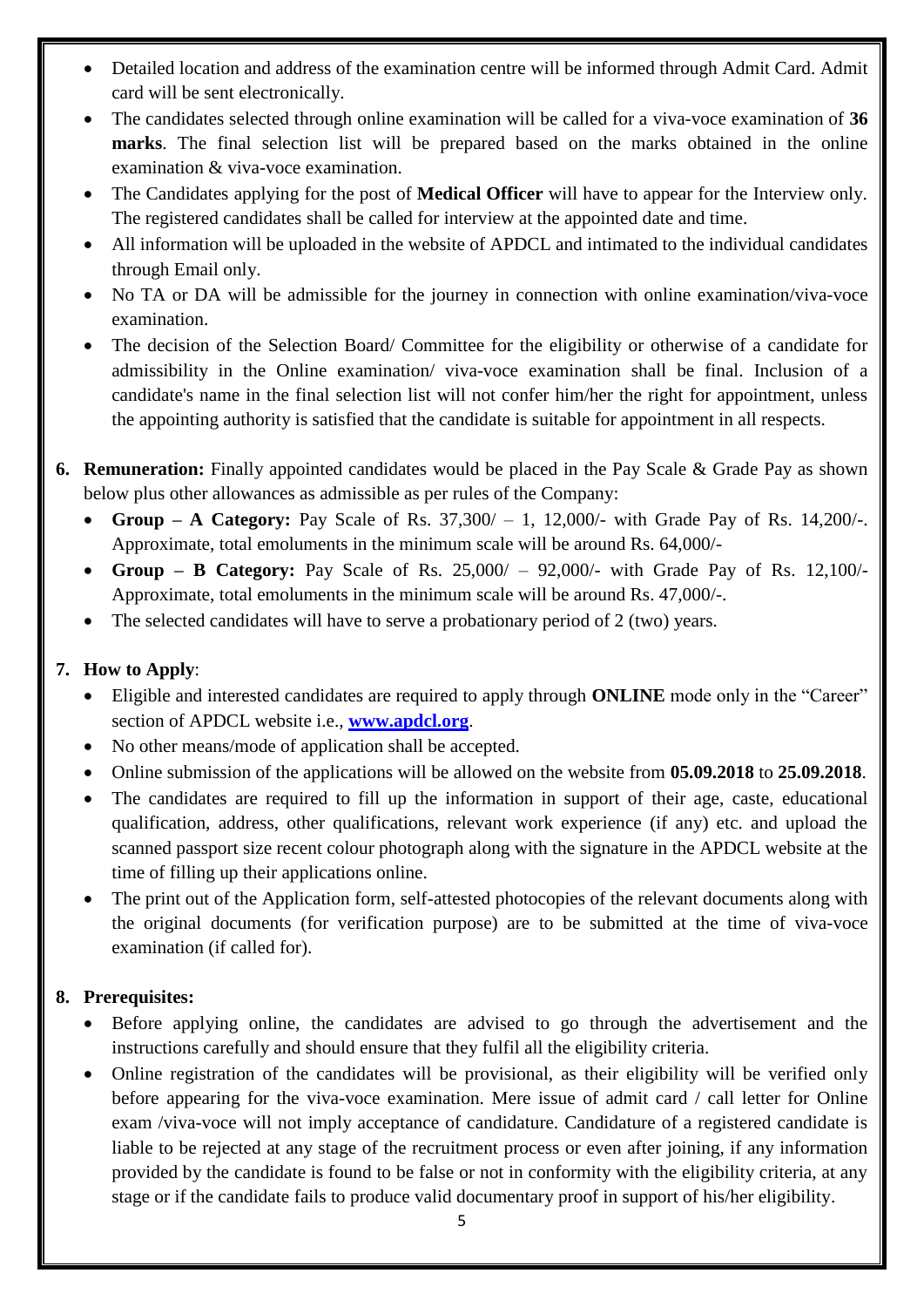- Detailed location and address of the examination centre will be informed through Admit Card. Admit card will be sent electronically.
- The candidates selected through online examination will be called for a viva-voce examination of **36 marks**. The final selection list will be prepared based on the marks obtained in the online examination & viva-voce examination.
- The Candidates applying for the post of **Medical Officer** will have to appear for the Interview only. The registered candidates shall be called for interview at the appointed date and time.
- All information will be uploaded in the website of APDCL and intimated to the individual candidates through Email only.
- No TA or DA will be admissible for the journey in connection with online examination/viva-voce examination.
- The decision of the Selection Board/ Committee for the eligibility or otherwise of a candidate for admissibility in the Online examination/ viva-voce examination shall be final. Inclusion of a candidate's name in the final selection list will not confer him/her the right for appointment, unless the appointing authority is satisfied that the candidate is suitable for appointment in all respects.

**6. Remuneration:** Finally appointed candidates would be placed in the Pay Scale & Grade Pay as shown below plus other allowances as admissible as per rules of the Company:

- **Group – A Category:** Pay Scale of Rs. 37,300/ – 1, 12,000/- with Grade Pay of Rs. 14,200/-. Approximate, total emoluments in the minimum scale will be around Rs. 64,000/-
- **Group – B Category:** Pay Scale of Rs. 25,000/ – 92,000/- with Grade Pay of Rs. 12,100/- Approximate, total emoluments in the minimum scale will be around Rs. 47,000/-.
- The selected candidates will have to serve a probationary period of 2 (two) years.

**7. How to Apply**:

- Eligible and interested candidates are required to apply through **ONLINE** mode only in the "Career" section of APDCL website i.e., **www.apdcl.org**.
- No other means/mode of application shall be accepted.
- Online submission of the applications will be allowed on the website from **05.09.2018** to **25.09.2018**.
- The candidates are required to fill up the information in support of their age, caste, educational qualification, address, other qualifications, relevant work experience (if any) etc. and upload the scanned passport size recent colour photograph along with the signature in the APDCL website at the time of filling up their applications online.
- The print out of the Application form, self-attested photocopies of the relevant documents along with the original documents (for verification purpose) are to be submitted at the time of viva-voce examination (if called for).

**8. Prerequisites:**

- Before applying online, the candidates are advised to go through the advertisement and the instructions carefully and should ensure that they fulfil all the eligibility criteria.
- Online registration of the candidates will be provisional, as their eligibility will be verified only before appearing for the viva-voce examination. Mere issue of admit card / call letter for Online exam /viva-voce will not imply acceptance of candidature. Candidature of a registered candidate is liable to be rejected at any stage of the recruitment process or even after joining, if any information provided by the candidate is found to be false or not in conformity with the eligibility criteria, at any stage or if the candidate fails to produce valid documentary proof in support of his/her eligibility.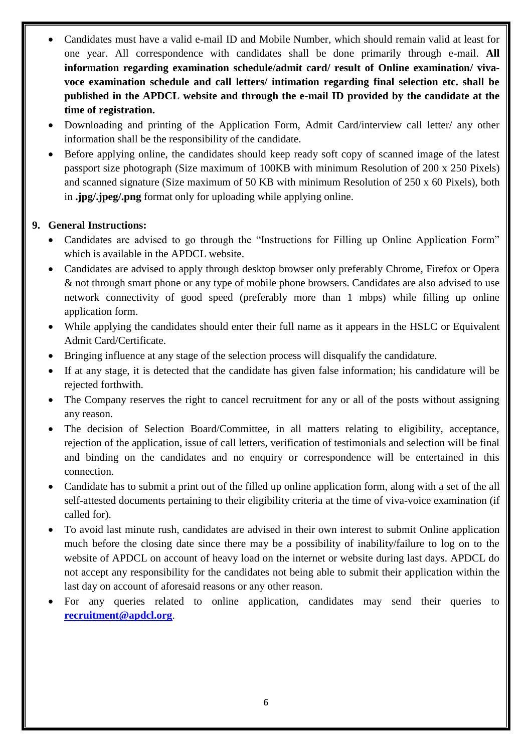- Candidates must have a valid e-mail ID and Mobile Number, which should remain valid at least for one year. All correspondence with candidates shall be done primarily through e-mail. **All information regarding examination schedule/admit card/ result of Online examination/ viva-voce examination schedule and call letters/ intimation regarding final selection etc. shall be published in the APDCL website and through the e-mail ID provided by the candidate at the time of registration.**
- Downloading and printing of the Application Form, Admit Card/interview call letter/ any other information shall be the responsibility of the candidate.
- Before applying online, the candidates should keep ready soft copy of scanned image of the latest passport size photograph (Size maximum of 100KB with minimum Resolution of 200 x 250 Pixels) and scanned signature (Size maximum of 50 KB with minimum Resolution of 250 x 60 Pixels), both in **.jpg/.jpeg/.png** format only for uploading while applying online.

**9. General Instructions:**

- Candidates are advised to go through the "Instructions for Filling up Online Application Form" which is available in the APDCL website.
- Candidates are advised to apply through desktop browser only preferably Chrome, Firefox or Opera & not through smart phone or any type of mobile phone browsers. Candidates are also advised to use network connectivity of good speed (preferably more than 1 mbps) while filling up online application form.
- While applying the candidates should enter their full name as it appears in the HSLC or Equivalent Admit Card/Certificate.
- Bringing influence at any stage of the selection process will disqualify the candidature.
- If at any stage, it is detected that the candidate has given false information; his candidature will be rejected forthwith.
- The Company reserves the right to cancel recruitment for any or all of the posts without assigning any reason.
- The decision of Selection Board/Committee, in all matters relating to eligibility, acceptance, rejection of the application, issue of call letters, verification of testimonials and selection will be final and binding on the candidates and no enquiry or correspondence will be entertained in this connection.
- Candidate has to submit a print out of the filled up online application form, along with a set of the all self-attested documents pertaining to their eligibility criteria at the time of viva-voice examination (if called for).
- To avoid last minute rush, candidates are advised in their own interest to submit Online application much before the closing date since there may be a possibility of inability/failure to log on to the website of APDCL on account of heavy load on the internet or website during last days. APDCL do not accept any responsibility for the candidates not being able to submit their application within the last day on account of aforesaid reasons or any other reason.
- For any queries related to online application, candidates may send their queries to **recruitment@apdcl.org**.